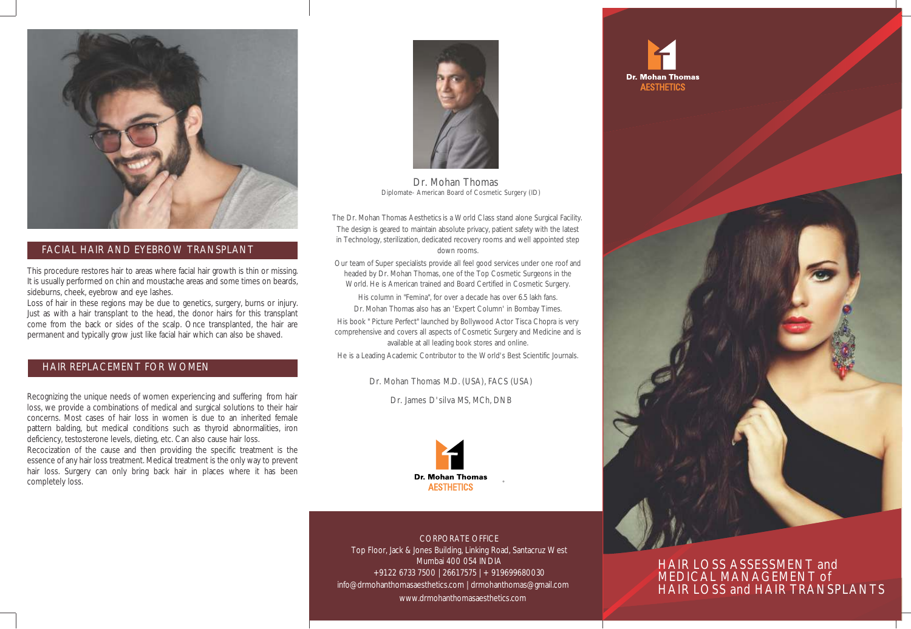## FACIAL HAIR AND EYEBROW TRANSPLANT

This procedure restores hair to areas where facial hair growth is thin or missing. It is usually performed on chin and moustache areas and some times on beards, sideburns, cheek, eyebrow and eye lashes.

Loss of hair in these regions may be due to genetics, surgery, burns or injury. Just as with a hair transplant to the head, the donor hairs for this transplant come from the back or sides of the scalp. Once transplanted, the hair are permanent and typically grow just like facial hair which can also be shaved.

## HAIR REPLACEMENT FOR WOMEN

Recognizing the unique needs of women experiencing and suffering from hair loss, we provide a combinations of medical and surgical solutions to their hair concerns. Most cases of hair loss in women is due to an inherited female pattern balding, but medical conditions such as thyroid abnormalities, iron deficiency, testosterone levels, dieting, etc. Can also cause hair loss.

Recocization of the cause and then providing the specific treatment is the essence of any hair loss treatment. Medical treatment is the only way to prevent hair loss. Surgery can only bring back hair in places where it has been completely loss.

Dr. Mohan Thomas
Diplomate- American Board of Cosmetic Surgery (ID)

The Dr. Mohan Thomas Aesthetics is a World Class stand alone Surgical Facility. The design is geared to maintain absolute privacy, patient safety with the latest in Technology, sterilization, dedicated recovery rooms and well appointed step down rooms.

Our team of Super specialists provide all feel good services under one roof and headed by Dr. Mohan Thomas, one of the Top Cosmetic Surgeons in the World. He is American trained and Board Certified in Cosmetic Surgery.

His column in "Femina", for over a decade has over 6.5 lakh fans.

Dr. Mohan Thomas also has an 'Expert Column' in Bombay Times.

His book " Picture Perfect" launched by Bollywood Actor Tisca Chopra is very comprehensive and covers all aspects of Cosmetic Surgery and Medicine and is available at all leading book stores and online.

He is a Leading Academic Contributor to the World's Best Scientific Journals.

Dr. Mohan Thomas M.D. (USA), FACS (USA)

Dr. James D'silva MS, MCh, DNB

Dr. Mohan Thomas AESTHETICS

CORPORATE OFFICE
Top Floor, Jack & Jones Building, Linking Road, Santacruz West
Mumbai 400 054 INDIA
+9122 6733 7500 | 26617575 | + 919699680030
info@drmohanthomasaesthetics.com | drmohanthomas@gmail.com
www.drmohanthomasaesthetics.com

Dr. Mohan Thomas AESTHETICS

# HAIR LOSS ASSESSMENT and MEDICAL MANAGEMENT of HAIR LOSS and HAIR TRANSPLANTS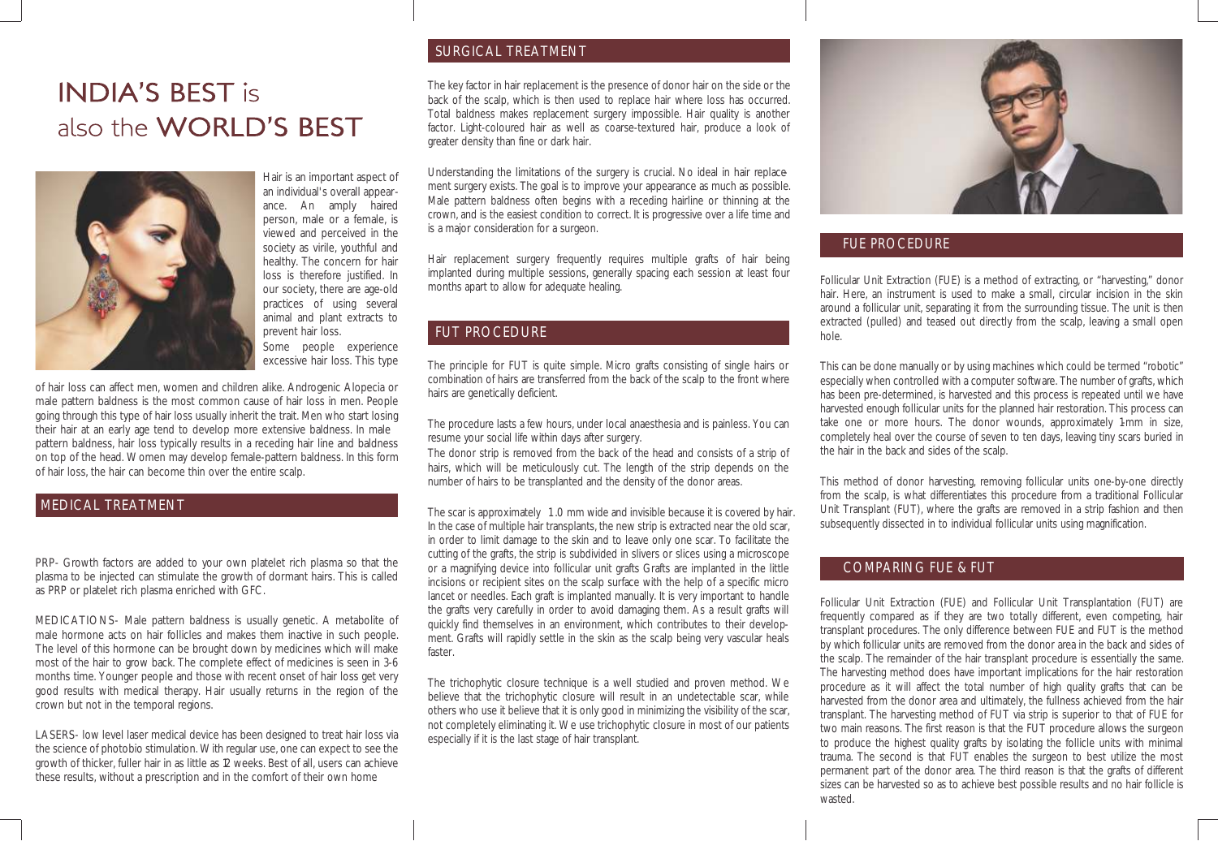# INDIA'S BEST is also the WORLD'S BEST

Hair is an important aspect of an individual's overall appearance. An amply haired person, male or a female, is viewed and perceived in the society as virile, youthful and healthy. The concern for hair loss is therefore justified. In our society, there are age-old practices of using several animal and plant extracts to prevent hair loss.

Some people experience excessive hair loss. This type of hair loss can affect men, women and children alike. Androgenic Alopecia or male pattern baldness is the most common cause of hair loss in men. People going through this type of hair loss usually inherit the trait. Men who start losing their hair at an early age tend to develop more extensive baldness. In male pattern baldness, hair loss typically results in a receding hair line and baldness on top of the head. Women may develop female-pattern baldness. In this form of hair loss, the hair can become thin over the entire scalp.

## MEDICAL TREATMENT

PRP- Growth factors are added to your own platelet rich plasma so that the plasma to be injected can stimulate the growth of dormant hairs. This is called as PRP or platelet rich plasma enriched with GFC.

MEDICATIONS- Male pattern baldness is usually genetic. A metabolite of male hormone acts on hair follicles and makes them inactive in such people. The level of this hormone can be brought down by medicines which will make most of the hair to grow back. The complete effect of medicines is seen in 3-6 months time. Younger people and those with recent onset of hair loss get very good results with medical therapy. Hair usually returns in the region of the crown but not in the temporal regions.

LASERS- low level laser medical device has been designed to treat hair loss via the science of photobio stimulation. With regular use, one can expect to see the growth of thicker, fuller hair in as little as 12 weeks. Best of all, users can achieve these results, without a prescription and in the comfort of their own home

## SURGICAL TREATMENT

The key factor in hair replacement is the presence of donor hair on the side or the back of the scalp, which is then used to replace hair where loss has occurred. Total baldness makes replacement surgery impossible. Hair quality is another factor. Light-coloured hair as well as coarse-textured hair, produce a look of greater density than fine or dark hair.

Understanding the limitations of the surgery is crucial. No ideal in hair replacement surgery exists. The goal is to improve your appearance as much as possible. Male pattern baldness often begins with a receding hairline or thinning at the crown, and is the easiest condition to correct. It is progressive over a life time and is a major consideration for a surgeon.

Hair replacement surgery frequently requires multiple grafts of hair being implanted during multiple sessions, generally spacing each session at least four months apart to allow for adequate healing.

## FUT PROCEDURE

The principle for FUT is quite simple. Micro grafts consisting of single hairs or combination of hairs are transferred from the back of the scalp to the front where hairs are genetically deficient.

The procedure lasts a few hours, under local anaesthesia and is painless. You can resume your social life within days after surgery.

The donor strip is removed from the back of the head and consists of a strip of hairs, which will be meticulously cut. The length of the strip depends on the number of hairs to be transplanted and the density of the donor areas.

The scar is approximately 1.0 mm wide and invisible because it is covered by hair. In the case of multiple hair transplants, the new strip is extracted near the old scar, in order to limit damage to the skin and to leave only one scar. To facilitate the cutting of the grafts, the strip is subdivided in slivers or slices using a microscope or a magnifying device into follicular unit grafts Grafts are implanted in the little incisions or recipient sites on the scalp surface with the help of a specific micro lancet or needles. Each graft is implanted manually. It is very important to handle the grafts very carefully in order to avoid damaging them. As a result grafts will quickly find themselves in an environment, which contributes to their development. Grafts will rapidly settle in the skin as the scalp being very vascular heals faster.

The trichophytic closure technique is a well studied and proven method. We believe that the trichophytic closure will result in an undetectable scar, while others who use it believe that it is only good in minimizing the visibility of the scar, not completely eliminating it. We use trichophytic closure in most of our patients especially if it is the last stage of hair transplant.

## FUE PROCEDURE

Follicular Unit Extraction (FUE) is a method of extracting, or "harvesting," donor hair. Here, an instrument is used to make a small, circular incision in the skin around a follicular unit, separating it from the surrounding tissue. The unit is then extracted (pulled) and teased out directly from the scalp, leaving a small open hole.

This can be done manually or by using machines which could be termed "robotic" especially when controlled with a computer software. The number of grafts, which has been pre-determined, is harvested and this process is repeated until we have harvested enough follicular units for the planned hair restoration. This process can take one or more hours. The donor wounds, approximately 1-mm in size, completely heal over the course of seven to ten days, leaving tiny scars buried in the hair in the back and sides of the scalp.

This method of donor harvesting, removing follicular units one-by-one directly from the scalp, is what differentiates this procedure from a traditional Follicular Unit Transplant (FUT), where the grafts are removed in a strip fashion and then subsequently dissected in to individual follicular units using magnification.

## COMPARING FUE & FUT

Follicular Unit Extraction (FUE) and Follicular Unit Transplantation (FUT) are frequently compared as if they are two totally different, even competing, hair transplant procedures. The only difference between FUE and FUT is the method by which follicular units are removed from the donor area in the back and sides of the scalp. The remainder of the hair transplant procedure is essentially the same. The harvesting method does have important implications for the hair restoration procedure as it will affect the total number of high quality grafts that can be harvested from the donor area and ultimately, the fullness achieved from the hair transplant. The harvesting method of FUT via strip is superior to that of FUE for two main reasons. The first reason is that the FUT procedure allows the surgeon to produce the highest quality grafts by isolating the follicle units with minimal trauma. The second is that FUT enables the surgeon to best utilize the most permanent part of the donor area. The third reason is that the grafts of different sizes can be harvested so as to achieve best possible results and no hair follicle is wasted.